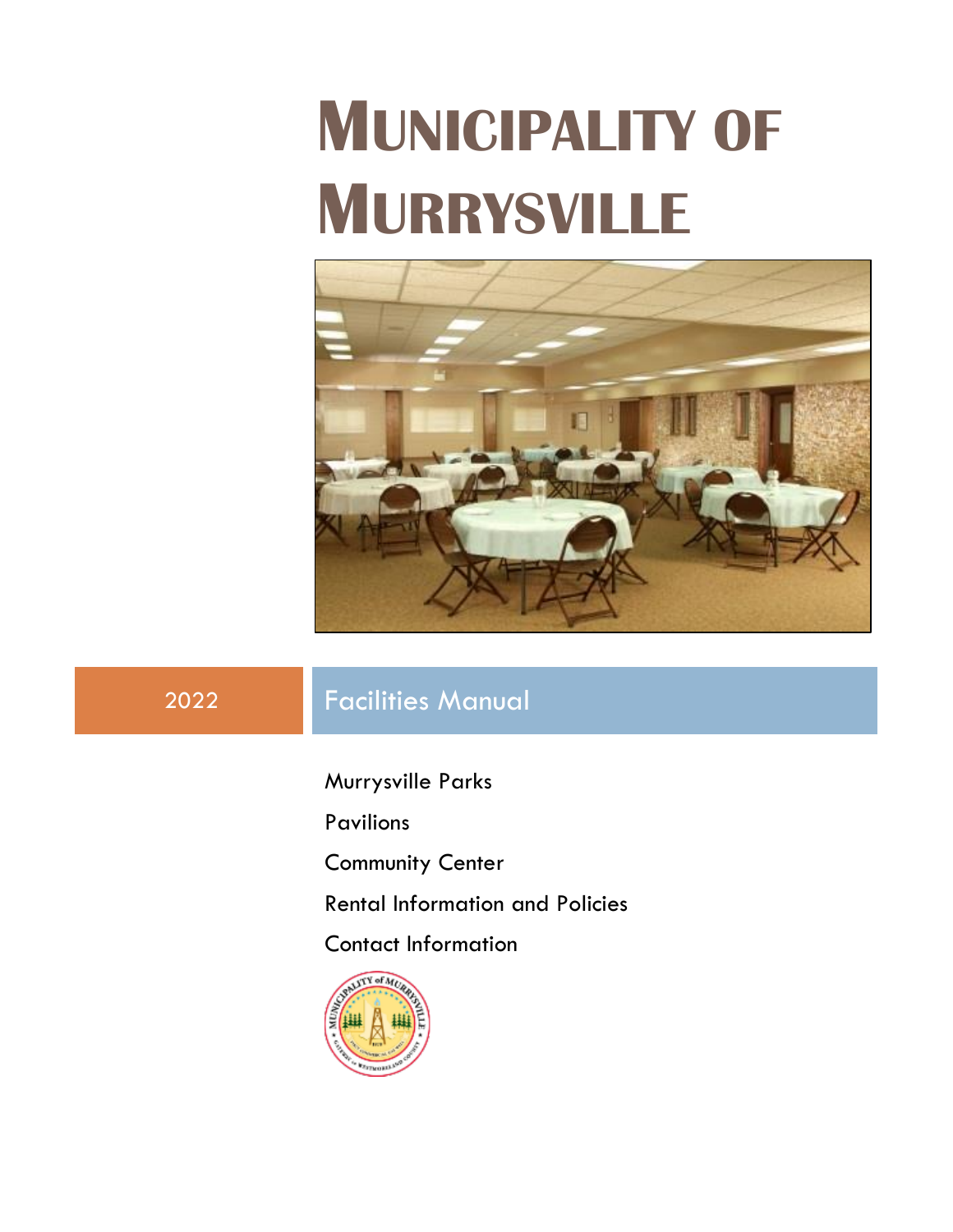# MUNICIPALITY OF MURRYSVILLE

2022

## Facilities Manual

Murrysville Parks

Pavilions

Community Center

Rental Information and Policies

Contact Information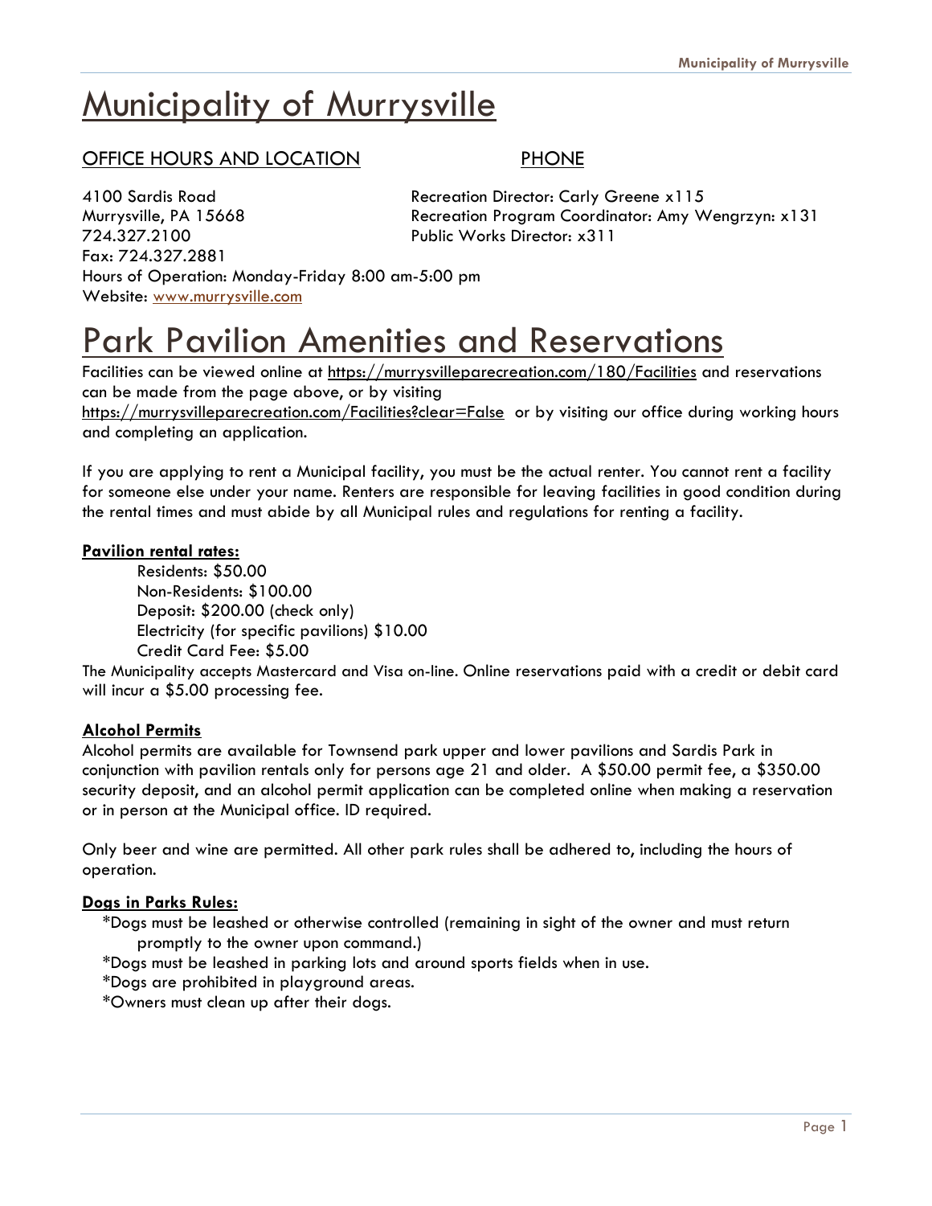# Municipality of Murrysville

## OFFICE HOURS AND LOCATION

4100 Sardis Road
Murrysville, PA 15668
724.327.2100
Fax: 724.327.2881
Hours of Operation: Monday-Friday 8:00 am-5:00 pm
Website: [www.murrysville.com](http://www.murrysville.com)

## PHONE

Recreation Director: Carly Greene x115
Recreation Program Coordinator: Amy Wengrzyn: x131
Public Works Director: x311

# Park Pavilion Amenities and Reservations

Facilities can be viewed online at https://murrysvilleparecreation.com/180/Facilities and reservations can be made from the page above, or by visiting https://murrysvilleparecreation.com/Facilities?clear=False or by visiting our office during working hours and completing an application.

If you are applying to rent a Municipal facility, you must be the actual renter. You cannot rent a facility for someone else under your name. Renters are responsible for leaving facilities in good condition during the rental times and must abide by all Municipal rules and regulations for renting a facility.

**Pavilion rental rates:**

Residents: $50.00
Non-Residents: $100.00
Deposit: $200.00 (check only)
Electricity (for specific pavilions) $10.00
Credit Card Fee: $5.00

The Municipality accepts Mastercard and Visa on-line. Online reservations paid with a credit or debit card will incur a $5.00 processing fee.

**Alcohol Permits**

Alcohol permits are available for Townsend park upper and lower pavilions and Sardis Park in conjunction with pavilion rentals only for persons age 21 and older. A $50.00 permit fee, a $350.00 security deposit, and an alcohol permit application can be completed online when making a reservation or in person at the Municipal office. ID required.

Only beer and wine are permitted. All other park rules shall be adhered to, including the hours of operation.

**Dogs in Parks Rules:**

*Dogs must be leashed or otherwise controlled (remaining in sight of the owner and must return promptly to the owner upon command.)
*Dogs must be leashed in parking lots and around sports fields when in use.
*Dogs are prohibited in playground areas.
*Owners must clean up after their dogs.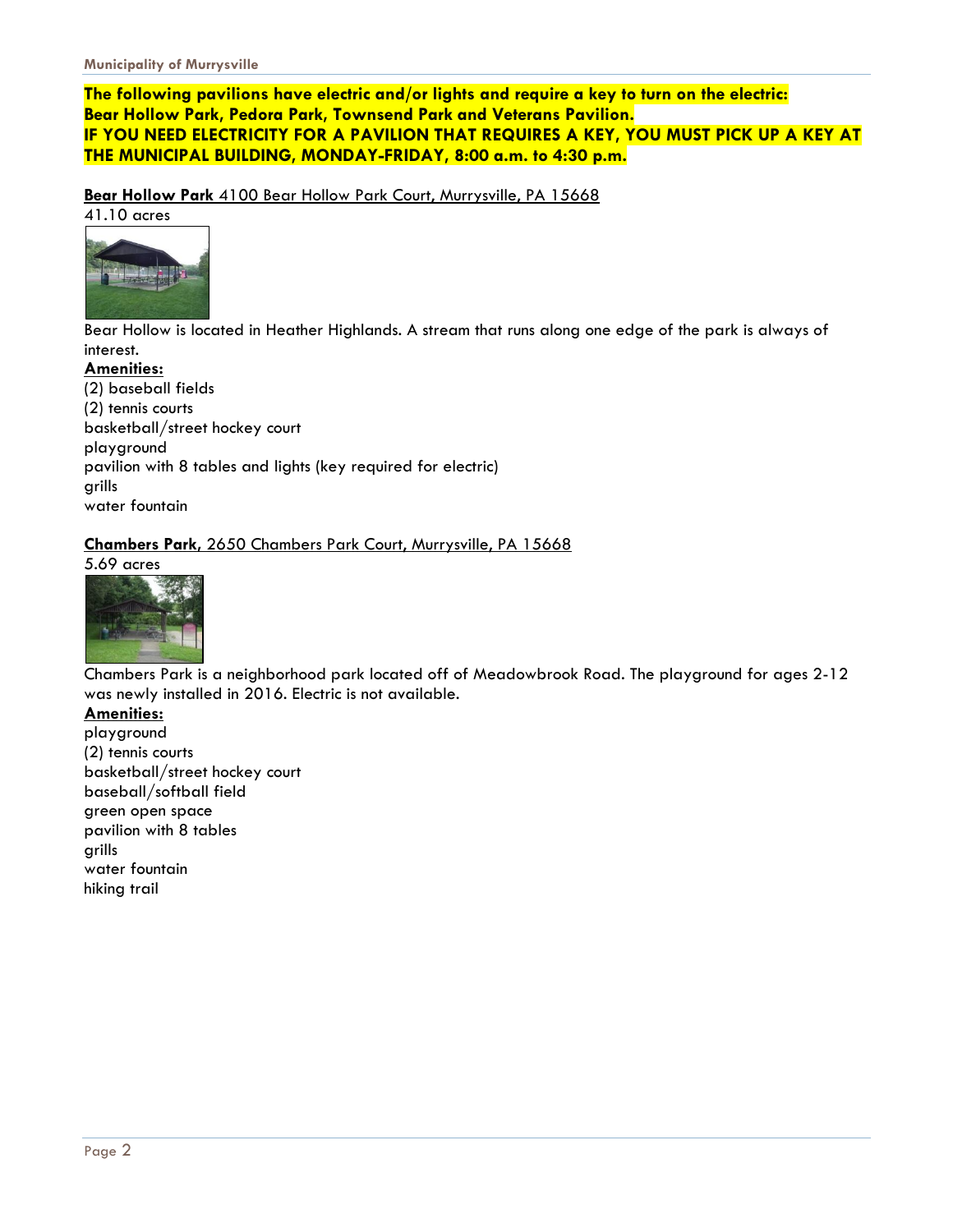**The following pavilions have electric and/or lights and require a key to turn on the electric: Bear Hollow Park, Pedora Park, Townsend Park and Veterans Pavilion.**
**IF YOU NEED ELECTRICITY FOR A PAVILION THAT REQUIRES A KEY, YOU MUST PICK UP A KEY AT THE MUNICIPAL BUILDING, MONDAY-FRIDAY, 8:00 a.m. to 4:30 p.m.**

**Bear Hollow Park** 4100 Bear Hollow Park Court, Murrysville, PA 15668
41.10 acres

Bear Hollow is located in Heather Highlands. A stream that runs along one edge of the park is always of interest.

**Amenities:**
(2) baseball fields
(2) tennis courts
basketball/street hockey court
playground
pavilion with 8 tables and lights (key required for electric)
grills
water fountain

**Chambers Park,** 2650 Chambers Park Court, Murrysville, PA 15668
5.69 acres

Chambers Park is a neighborhood park located off of Meadowbrook Road. The playground for ages 2-12 was newly installed in 2016. Electric is not available.

**Amenities:**
playground
(2) tennis courts
basketball/street hockey court
baseball/softball field
green open space
pavilion with 8 tables
grills
water fountain
hiking trail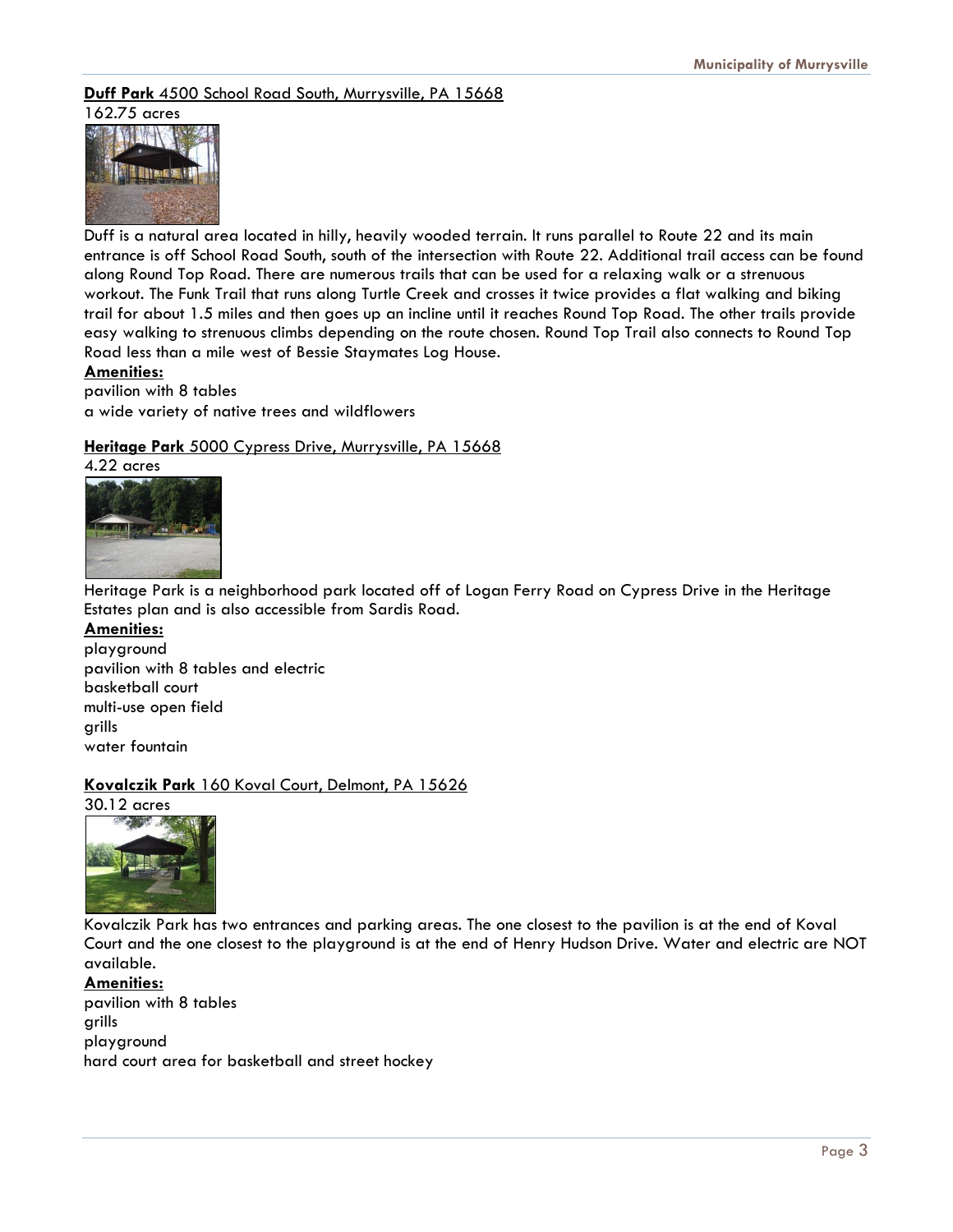**Duff Park** 4500 School Road South, Murrysville, PA 15668

162.75 acres

Duff is a natural area located in hilly, heavily wooded terrain. It runs parallel to Route 22 and its main entrance is off School Road South, south of the intersection with Route 22. Additional trail access can be found along Round Top Road. There are numerous trails that can be used for a relaxing walk or a strenuous workout. The Funk Trail that runs along Turtle Creek and crosses it twice provides a flat walking and biking trail for about 1.5 miles and then goes up an incline until it reaches Round Top Road. The other trails provide easy walking to strenuous climbs depending on the route chosen. Round Top Trail also connects to Round Top Road less than a mile west of Bessie Staymates Log House.

**Amenities:**

pavilion with 8 tables
a wide variety of native trees and wildflowers

**Heritage Park** 5000 Cypress Drive, Murrysville, PA 15668

4.22 acres

Heritage Park is a neighborhood park located off of Logan Ferry Road on Cypress Drive in the Heritage Estates plan and is also accessible from Sardis Road.

**Amenities:**

playground
pavilion with 8 tables and electric
basketball court
multi-use open field
grills
water fountain

**Kovalczik Park** 160 Koval Court, Delmont, PA 15626

30.12 acres

Kovalczik Park has two entrances and parking areas. The one closest to the pavilion is at the end of Koval Court and the one closest to the playground is at the end of Henry Hudson Drive. Water and electric are NOT available.

**Amenities:**

pavilion with 8 tables
grills
playground
hard court area for basketball and street hockey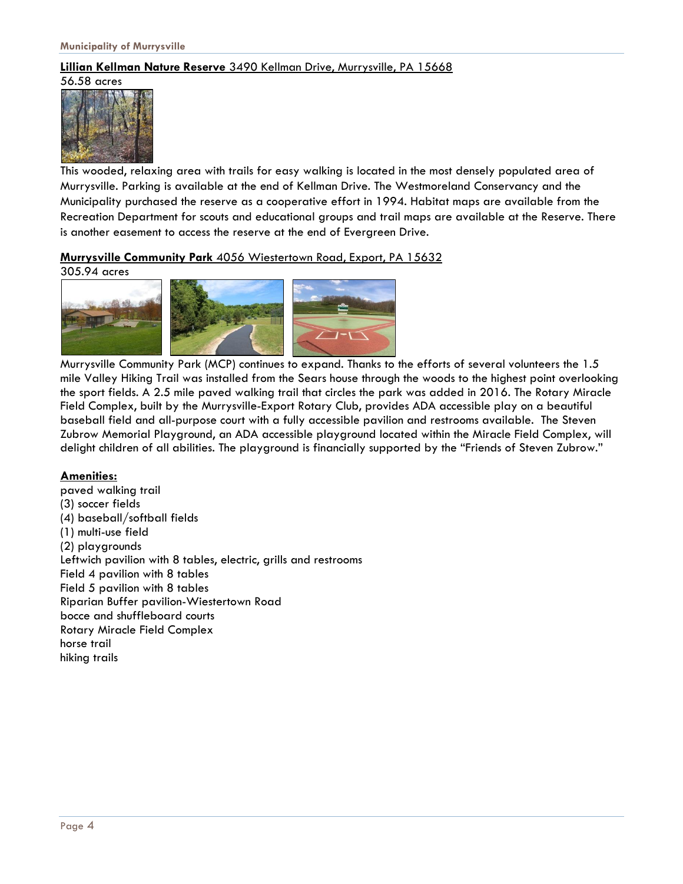**Lillian Kellman Nature Reserve** 3490 Kellman Drive, Murrysville, PA 15668

56.58 acres

This wooded, relaxing area with trails for easy walking is located in the most densely populated area of Murrysville. Parking is available at the end of Kellman Drive. The Westmoreland Conservancy and the Municipality purchased the reserve as a cooperative effort in 1994. Habitat maps are available from the Recreation Department for scouts and educational groups and trail maps are available at the Reserve. There is another easement to access the reserve at the end of Evergreen Drive.

**Murrysville Community Park** 4056 Wiestertown Road, Export, PA 15632

305.94 acres

Murrysville Community Park (MCP) continues to expand. Thanks to the efforts of several volunteers the 1.5 mile Valley Hiking Trail was installed from the Sears house through the woods to the highest point overlooking the sport fields. A 2.5 mile paved walking trail that circles the park was added in 2016. The Rotary Miracle Field Complex, built by the Murrysville-Export Rotary Club, provides ADA accessible play on a beautiful baseball field and all-purpose court with a fully accessible pavilion and restrooms available. The Steven Zubrow Memorial Playground, an ADA accessible playground located within the Miracle Field Complex, will delight children of all abilities. The playground is financially supported by the "Friends of Steven Zubrow."

**Amenities:**

paved walking trail
(3) soccer fields
(4) baseball/softball fields
(1) multi-use field
(2) playgrounds
Leftwich pavilion with 8 tables, electric, grills and restrooms
Field 4 pavilion with 8 tables
Field 5 pavilion with 8 tables
Riparian Buffer pavilion-Wiestertown Road
bocce and shuffleboard courts
Rotary Miracle Field Complex
horse trail
hiking trails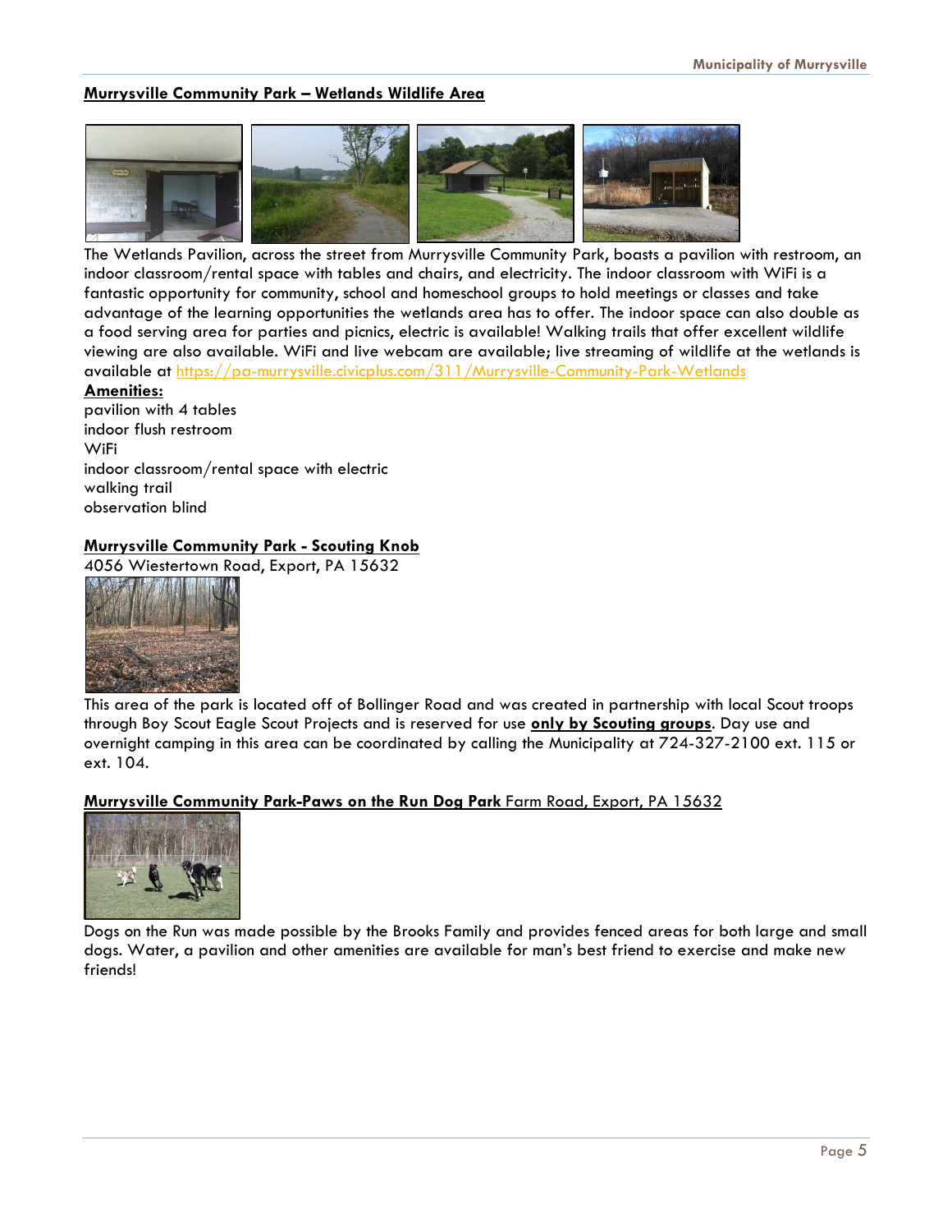## Murrysville Community Park – Wetlands Wildlife Area

The Wetlands Pavilion, across the street from Murrysville Community Park, boasts a pavilion with restroom, an indoor classroom/rental space with tables and chairs, and electricity. The indoor classroom with WiFi is a fantastic opportunity for community, school and homeschool groups to hold meetings or classes and take advantage of the learning opportunities the wetlands area has to offer. The indoor space can also double as a food serving area for parties and picnics, electric is available! Walking trails that offer excellent wildlife viewing are also available. WiFi and live webcam are available; live streaming of wildlife at the wetlands is available at https://pa-murrysville.civicplus.com/311/Murrysville-Community-Park-Wetlands

**Amenities:**

pavilion with 4 tables
indoor flush restroom
WiFi
indoor classroom/rental space with electric
walking trail
observation blind

## Murrysville Community Park - Scouting Knob

4056 Wiestertown Road, Export, PA 15632

This area of the park is located off of Bollinger Road and was created in partnership with local Scout troops through Boy Scout Eagle Scout Projects and is reserved for use **only by Scouting groups**. Day use and overnight camping in this area can be coordinated by calling the Municipality at 724-327-2100 ext. 115 or ext. 104.

## Murrysville Community Park-Paws on the Run Dog Park Farm Road, Export, PA 15632

Dogs on the Run was made possible by the Brooks Family and provides fenced areas for both large and small dogs. Water, a pavilion and other amenities are available for man's best friend to exercise and make new friends!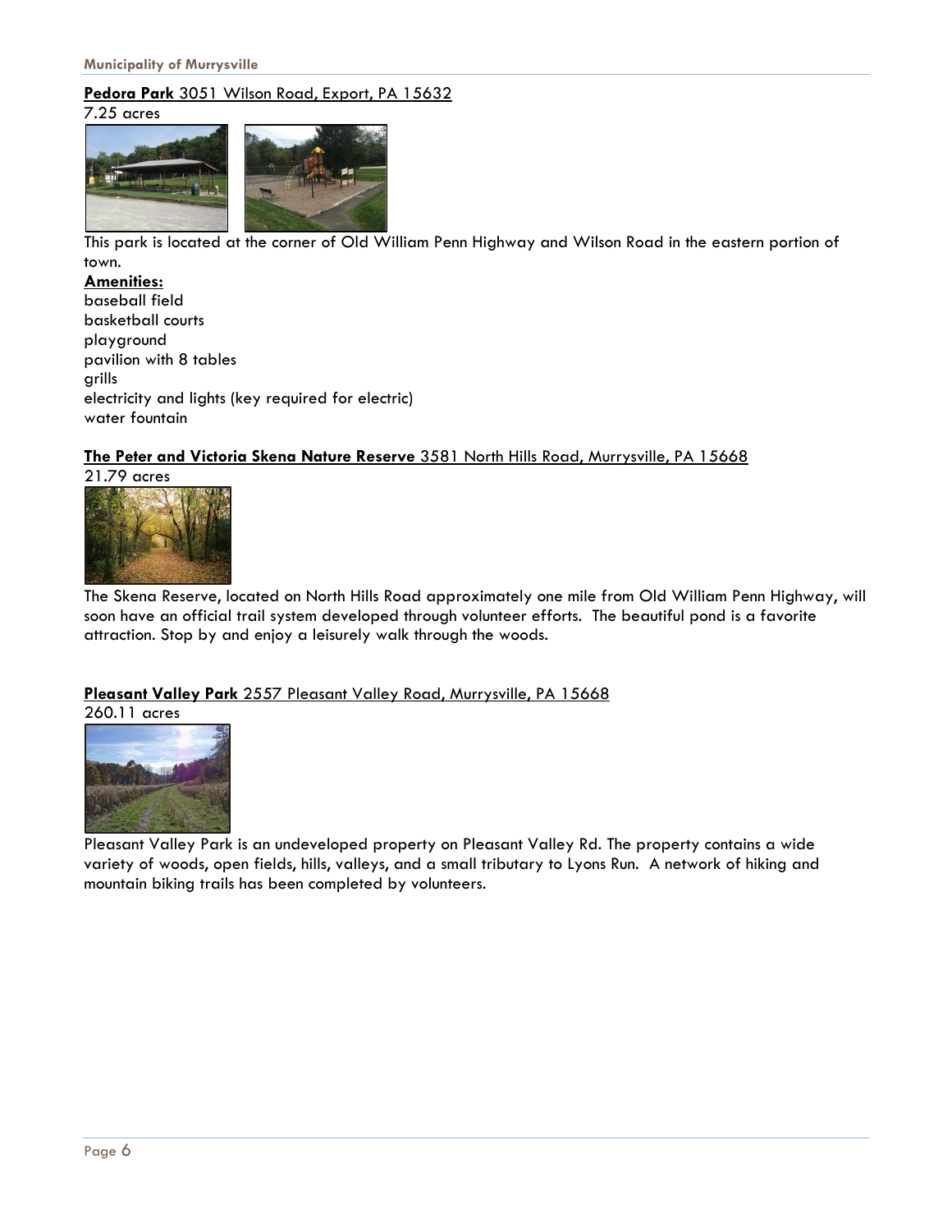**Pedora Park** 3051 Wilson Road, Export, PA 15632

7.25 acres

This park is located at the corner of Old William Penn Highway and Wilson Road in the eastern portion of town.

**Amenities:**

baseball field
basketball courts
playground
pavilion with 8 tables
grills
electricity and lights (key required for electric)
water fountain

**The Peter and Victoria Skena Nature Reserve** 3581 North Hills Road, Murrysville, PA 15668

21.79 acres

The Skena Reserve, located on North Hills Road approximately one mile from Old William Penn Highway, will soon have an official trail system developed through volunteer efforts. The beautiful pond is a favorite attraction. Stop by and enjoy a leisurely walk through the woods.

**Pleasant Valley Park** 2557 Pleasant Valley Road, Murrysville, PA 15668

260.11 acres

Pleasant Valley Park is an undeveloped property on Pleasant Valley Rd. The property contains a wide variety of woods, open fields, hills, valleys, and a small tributary to Lyons Run. A network of hiking and mountain biking trails has been completed by volunteers.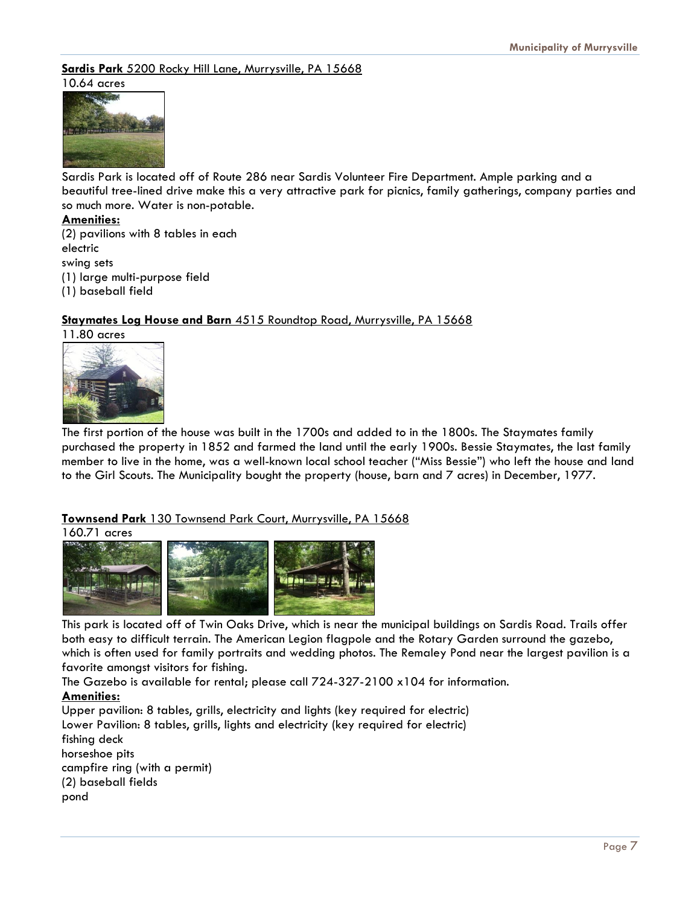**Sardis Park** 5200 Rocky Hill Lane, Murrysville, PA 15668

10.64 acres

Sardis Park is located off of Route 286 near Sardis Volunteer Fire Department. Ample parking and a beautiful tree-lined drive make this a very attractive park for picnics, family gatherings, company parties and so much more. Water is non-potable.

**Amenities:**

(2) pavilions with 8 tables in each
electric
swing sets
(1) large multi-purpose field
(1) baseball field

**Staymates Log House and Barn** 4515 Roundtop Road, Murrysville, PA 15668

11.80 acres

The first portion of the house was built in the 1700s and added to in the 1800s. The Staymates family purchased the property in 1852 and farmed the land until the early 1900s. Bessie Staymates, the last family member to live in the home, was a well-known local school teacher ("Miss Bessie") who left the house and land to the Girl Scouts. The Municipality bought the property (house, barn and 7 acres) in December, 1977.

**Townsend Park** 130 Townsend Park Court, Murrysville, PA 15668

160.71 acres

This park is located off of Twin Oaks Drive, which is near the municipal buildings on Sardis Road. Trails offer both easy to difficult terrain. The American Legion flagpole and the Rotary Garden surround the gazebo, which is often used for family portraits and wedding photos. The Remaley Pond near the largest pavilion is a favorite amongst visitors for fishing.

The Gazebo is available for rental; please call 724-327-2100 x104 for information.

**Amenities:**

Upper pavilion: 8 tables, grills, electricity and lights (key required for electric)
Lower Pavilion: 8 tables, grills, lights and electricity (key required for electric)
fishing deck
horseshoe pits
campfire ring (with a permit)
(2) baseball fields
pond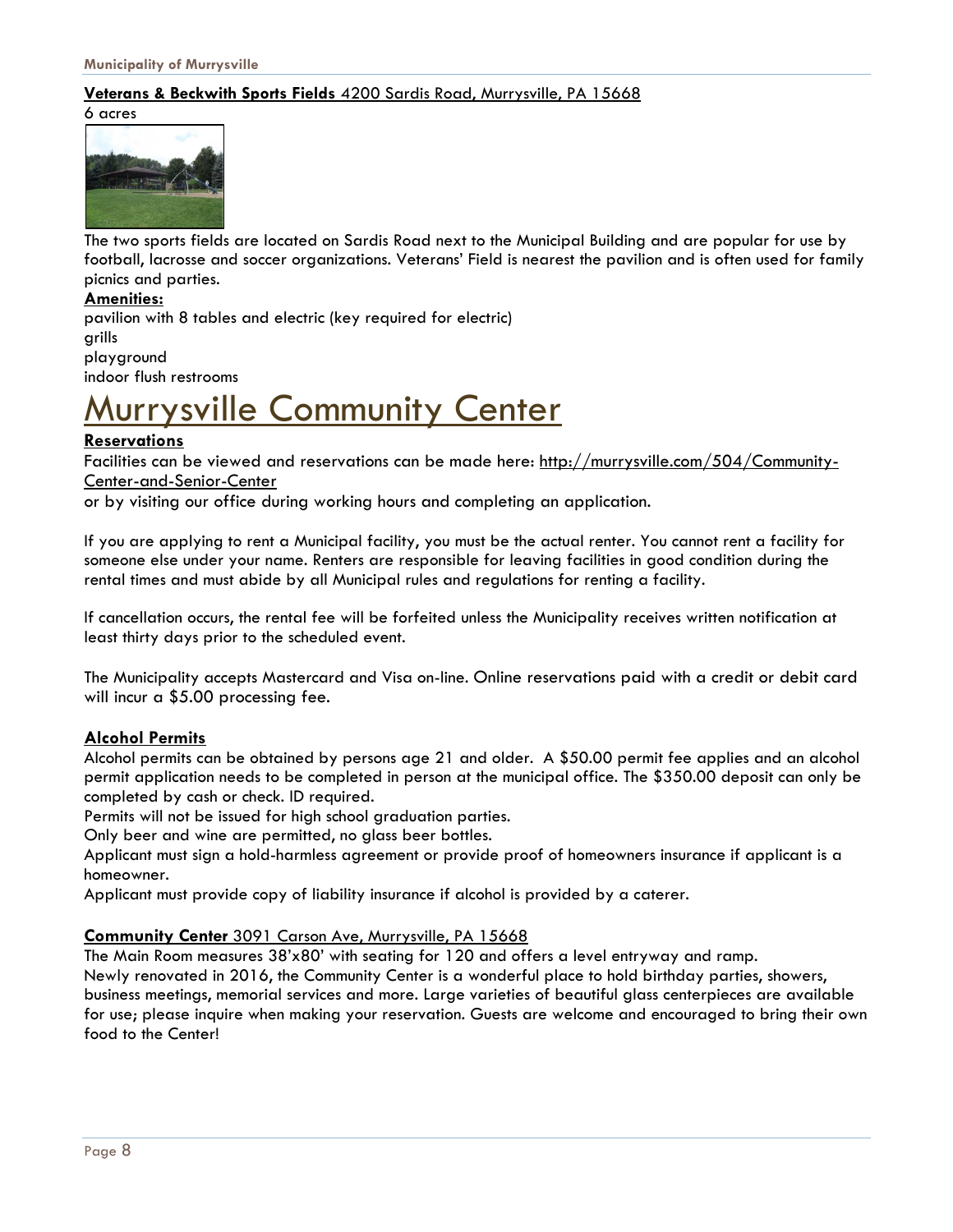**Veterans & Beckwith Sports Fields** 4200 Sardis Road, Murrysville, PA 15668

6 acres

The two sports fields are located on Sardis Road next to the Municipal Building and are popular for use by football, lacrosse and soccer organizations. Veterans' Field is nearest the pavilion and is often used for family picnics and parties.

**Amenities:**

pavilion with 8 tables and electric (key required for electric)
grills
playground
indoor flush restrooms

# Murrysville Community Center

**Reservations**

Facilities can be viewed and reservations can be made here: http://murrysville.com/504/Community-Center-and-Senior-Center
or by visiting our office during working hours and completing an application.

If you are applying to rent a Municipal facility, you must be the actual renter. You cannot rent a facility for someone else under your name. Renters are responsible for leaving facilities in good condition during the rental times and must abide by all Municipal rules and regulations for renting a facility.

If cancellation occurs, the rental fee will be forfeited unless the Municipality receives written notification at least thirty days prior to the scheduled event.

The Municipality accepts Mastercard and Visa on-line. Online reservations paid with a credit or debit card will incur a $5.00 processing fee.

**Alcohol Permits**

Alcohol permits can be obtained by persons age 21 and older. A $50.00 permit fee applies and an alcohol permit application needs to be completed in person at the municipal office. The $350.00 deposit can only be completed by cash or check. ID required.
Permits will not be issued for high school graduation parties.
Only beer and wine are permitted, no glass beer bottles.
Applicant must sign a hold-harmless agreement or provide proof of homeowners insurance if applicant is a homeowner.
Applicant must provide copy of liability insurance if alcohol is provided by a caterer.

**Community Center** 3091 Carson Ave, Murrysville, PA 15668

The Main Room measures 38'x80' with seating for 120 and offers a level entryway and ramp.
Newly renovated in 2016, the Community Center is a wonderful place to hold birthday parties, showers, business meetings, memorial services and more. Large varieties of beautiful glass centerpieces are available for use; please inquire when making your reservation. Guests are welcome and encouraged to bring their own food to the Center!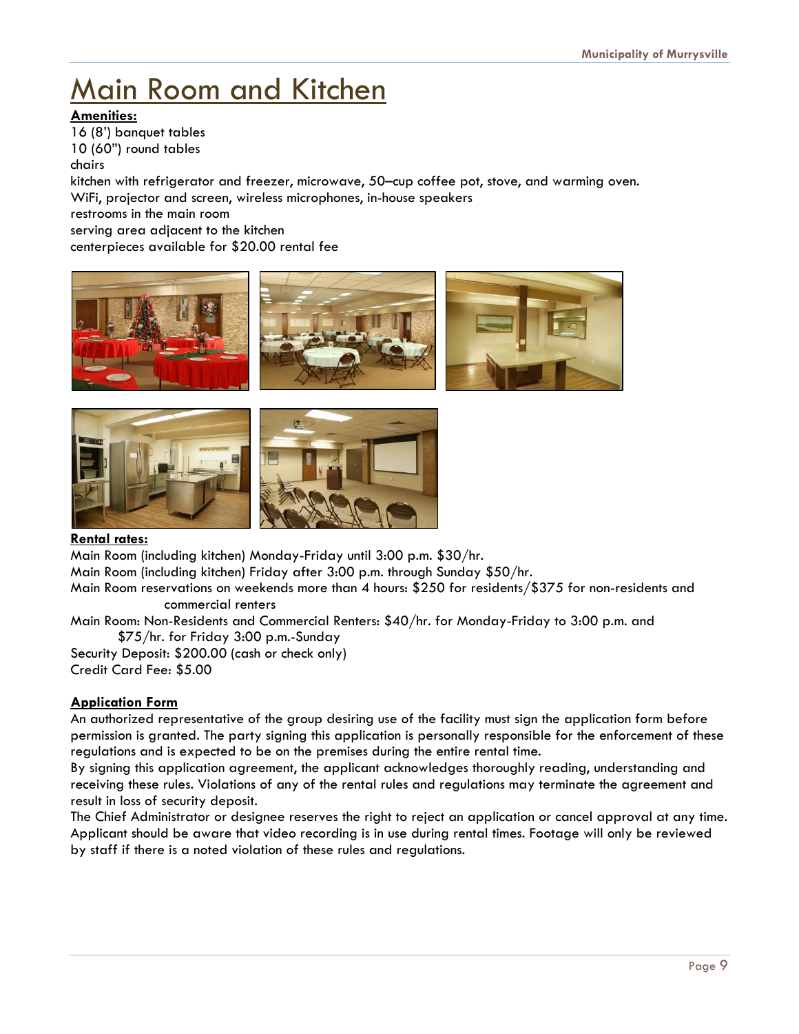# Main Room and Kitchen

**Amenities:**

16 (8') banquet tables
10 (60") round tables
chairs
kitchen with refrigerator and freezer, microwave, 50–cup coffee pot, stove, and warming oven.
WiFi, projector and screen, wireless microphones, in-house speakers
restrooms in the main room
serving area adjacent to the kitchen
centerpieces available for $20.00 rental fee

**Rental rates:**

Main Room (including kitchen) Monday-Friday until 3:00 p.m. $30/hr.
Main Room (including kitchen) Friday after 3:00 p.m. through Sunday $50/hr.
Main Room reservations on weekends more than 4 hours: $250 for residents/$375 for non-residents and commercial renters
Main Room: Non-Residents and Commercial Renters: $40/hr. for Monday-Friday to 3:00 p.m. and $75/hr. for Friday 3:00 p.m.-Sunday
Security Deposit: $200.00 (cash or check only)
Credit Card Fee: $5.00

**Application Form**

An authorized representative of the group desiring use of the facility must sign the application form before permission is granted. The party signing this application is personally responsible for the enforcement of these regulations and is expected to be on the premises during the entire rental time.
By signing this application agreement, the applicant acknowledges thoroughly reading, understanding and receiving these rules. Violations of any of the rental rules and regulations may terminate the agreement and result in loss of security deposit.
The Chief Administrator or designee reserves the right to reject an application or cancel approval at any time.
Applicant should be aware that video recording is in use during rental times. Footage will only be reviewed by staff if there is a noted violation of these rules and regulations.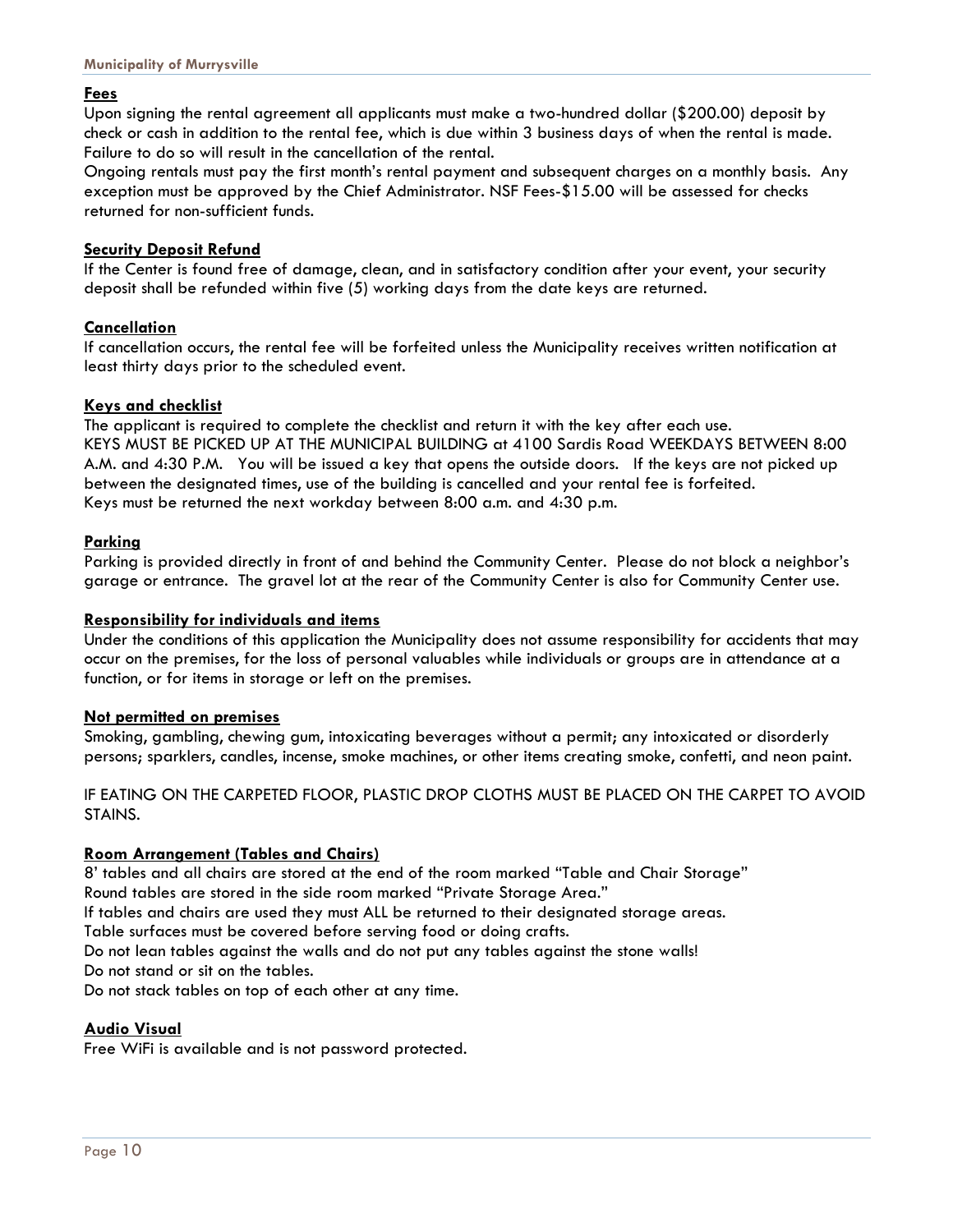## Fees

Upon signing the rental agreement all applicants must make a two-hundred dollar ($200.00) deposit by check or cash in addition to the rental fee, which is due within 3 business days of when the rental is made. Failure to do so will result in the cancellation of the rental.

Ongoing rentals must pay the first month's rental payment and subsequent charges on a monthly basis. Any exception must be approved by the Chief Administrator. NSF Fees-$15.00 will be assessed for checks returned for non-sufficient funds.

## Security Deposit Refund

If the Center is found free of damage, clean, and in satisfactory condition after your event, your security deposit shall be refunded within five (5) working days from the date keys are returned.

## Cancellation

If cancellation occurs, the rental fee will be forfeited unless the Municipality receives written notification at least thirty days prior to the scheduled event.

## Keys and checklist

The applicant is required to complete the checklist and return it with the key after each use.

KEYS MUST BE PICKED UP AT THE MUNICIPAL BUILDING at 4100 Sardis Road WEEKDAYS BETWEEN 8:00 A.M. and 4:30 P.M. You will be issued a key that opens the outside doors. If the keys are not picked up between the designated times, use of the building is cancelled and your rental fee is forfeited.

Keys must be returned the next workday between 8:00 a.m. and 4:30 p.m.

## Parking

Parking is provided directly in front of and behind the Community Center. Please do not block a neighbor's garage or entrance. The gravel lot at the rear of the Community Center is also for Community Center use.

## Responsibility for individuals and items

Under the conditions of this application the Municipality does not assume responsibility for accidents that may occur on the premises, for the loss of personal valuables while individuals or groups are in attendance at a function, or for items in storage or left on the premises.

## Not permitted on premises

Smoking, gambling, chewing gum, intoxicating beverages without a permit; any intoxicated or disorderly persons; sparklers, candles, incense, smoke machines, or other items creating smoke, confetti, and neon paint.

IF EATING ON THE CARPETED FLOOR, PLASTIC DROP CLOTHS MUST BE PLACED ON THE CARPET TO AVOID STAINS.

## Room Arrangement (Tables and Chairs)

8' tables and all chairs are stored at the end of the room marked "Table and Chair Storage"

Round tables are stored in the side room marked "Private Storage Area."

If tables and chairs are used they must ALL be returned to their designated storage areas.

Table surfaces must be covered before serving food or doing crafts.

Do not lean tables against the walls and do not put any tables against the stone walls!

Do not stand or sit on the tables.

Do not stack tables on top of each other at any time.

## Audio Visual

Free WiFi is available and is not password protected.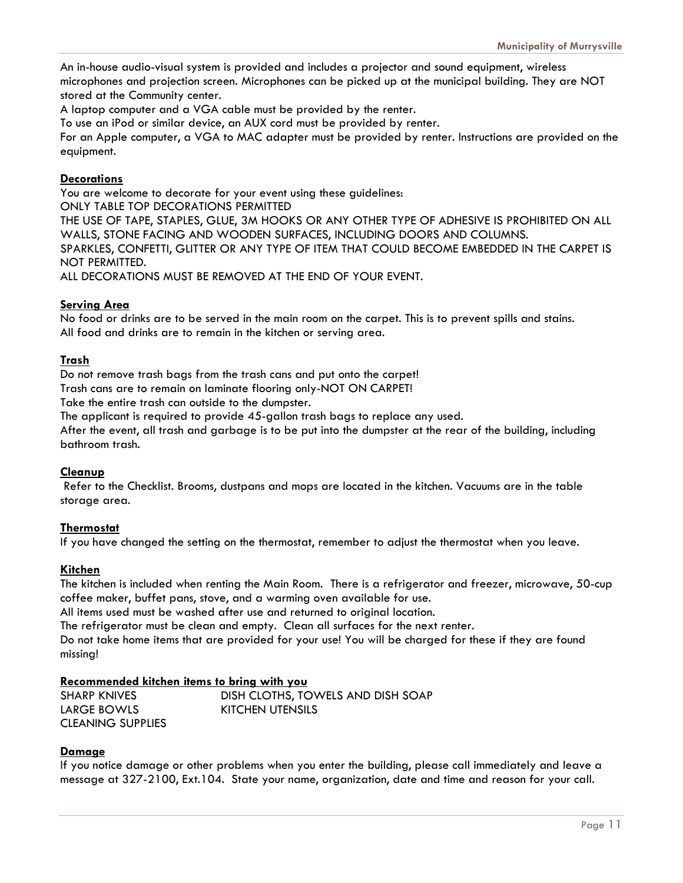An in-house audio-visual system is provided and includes a projector and sound equipment, wireless microphones and projection screen. Microphones can be picked up at the municipal building. They are NOT stored at the Community center.

A laptop computer and a VGA cable must be provided by the renter.

To use an iPod or similar device, an AUX cord must be provided by renter.

For an Apple computer, a VGA to MAC adapter must be provided by renter. Instructions are provided on the equipment.

**Decorations**

You are welcome to decorate for your event using these guidelines:

ONLY TABLE TOP DECORATIONS PERMITTED

THE USE OF TAPE, STAPLES, GLUE, 3M HOOKS OR ANY OTHER TYPE OF ADHESIVE IS PROHIBITED ON ALL WALLS, STONE FACING AND WOODEN SURFACES, INCLUDING DOORS AND COLUMNS.

SPARKLES, CONFETTI, GLITTER OR ANY TYPE OF ITEM THAT COULD BECOME EMBEDDED IN THE CARPET IS NOT PERMITTED.

ALL DECORATIONS MUST BE REMOVED AT THE END OF YOUR EVENT.

**Serving Area**

No food or drinks are to be served in the main room on the carpet. This is to prevent spills and stains.

All food and drinks are to remain in the kitchen or serving area.

**Trash**

Do not remove trash bags from the trash cans and put onto the carpet!

Trash cans are to remain on laminate flooring only-NOT ON CARPET!

Take the entire trash can outside to the dumpster.

The applicant is required to provide 45-gallon trash bags to replace any used.

After the event, all trash and garbage is to be put into the dumpster at the rear of the building, including bathroom trash.

**Cleanup**

Refer to the Checklist. Brooms, dustpans and mops are located in the kitchen. Vacuums are in the table storage area.

**Thermostat**

If you have changed the setting on the thermostat, remember to adjust the thermostat when you leave.

**Kitchen**

The kitchen is included when renting the Main Room. There is a refrigerator and freezer, microwave, 50-cup coffee maker, buffet pans, stove, and a warming oven available for use.

All items used must be washed after use and returned to original location.

The refrigerator must be clean and empty. Clean all surfaces for the next renter.

Do not take home items that are provided for your use! You will be charged for these if they are found missing!

**Recommended kitchen items to bring with you**

SHARP KNIVES
DISH CLOTHS, TOWELS AND DISH SOAP
LARGE BOWLS
KITCHEN UTENSILS
CLEANING SUPPLIES

**Damage**

If you notice damage or other problems when you enter the building, please call immediately and leave a message at 327-2100, Ext.104. State your name, organization, date and time and reason for your call.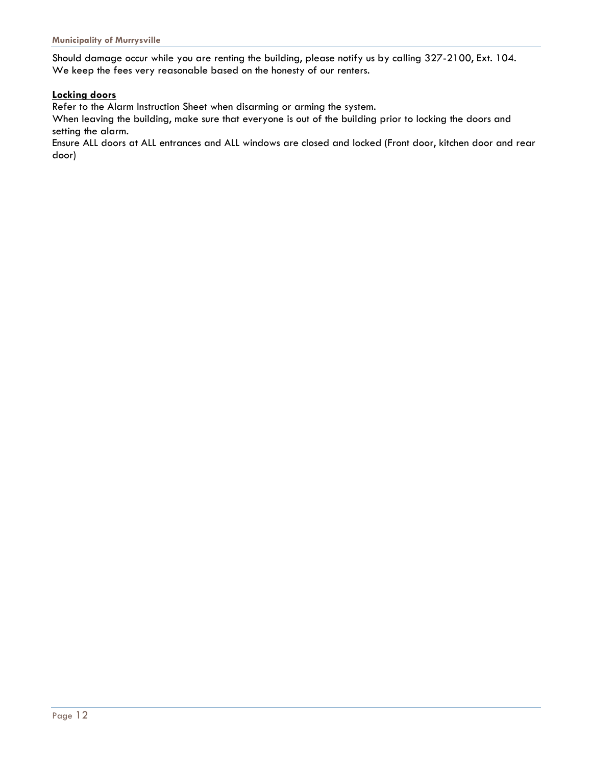Should damage occur while you are renting the building, please notify us by calling 327-2100, Ext. 104. We keep the fees very reasonable based on the honesty of our renters.

**Locking doors**

Refer to the Alarm Instruction Sheet when disarming or arming the system.
When leaving the building, make sure that everyone is out of the building prior to locking the doors and setting the alarm.
Ensure ALL doors at ALL entrances and ALL windows are closed and locked (Front door, kitchen door and rear door)